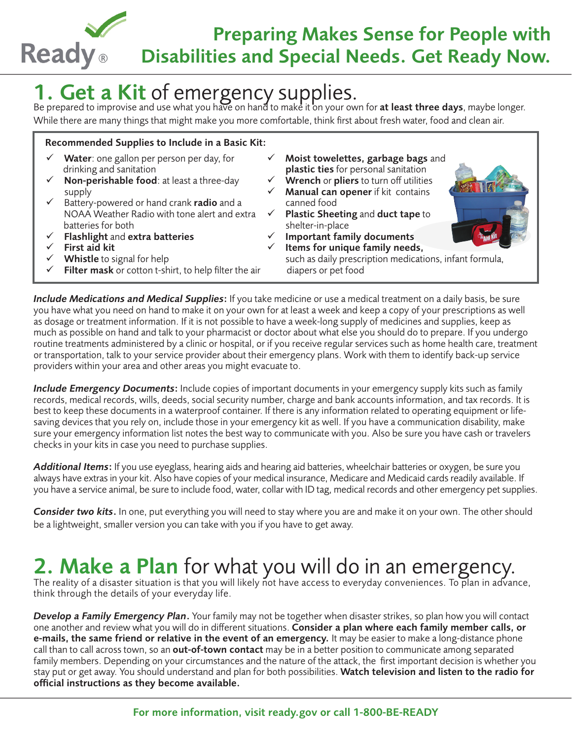# Preparing Makes Sense for People with Disabilities and Special Needs. Get Ready Now.

## 1. Get a Kit of emergency supplies.

Be prepared to improvise and use what you have on hand to make it on your own for **at least three days**, maybe longer. While there are many things that might make you more comfortable, think first about fresh water, food and clean air.

**Recommended Supplies to Include in a Basic Kit:**

- ✓ **Water**: one gallon per person per day, for drinking and sanitation
- ✓ **Non-perishable food**: at least a three-day supply
- ✓ Battery-powered or hand crank **radio** and a NOAA Weather Radio with tone alert and extra batteries for both
- ✓ **Flashlight** and **extra batteries**
- ✓ **First aid kit**
- ✓ **Whistle** to signal for help
- ✓ **Filter mask** or cotton t-shirt, to help filter the air
- ✓ **Moist towelettes, garbage bags** and **plastic ties** for personal sanitation
- ✓ **Wrench** or **pliers** to turn off utilities
- ✓ **Manual can opener** if kit contains canned food
- ✓ **Plastic Sheeting** and **duct tape** to shelter-in-place
- ✓ **Important family documents**
- ✓ **Items for unique family needs,** such as daily prescription medications, infant formula, diapers or pet food

***Include Medications and Medical Supplies*:** If you take medicine or use a medical treatment on a daily basis, be sure you have what you need on hand to make it on your own for at least a week and keep a copy of your prescriptions as well as dosage or treatment information. If it is not possible to have a week-long supply of medicines and supplies, keep as much as possible on hand and talk to your pharmacist or doctor about what else you should do to prepare. If you undergo routine treatments administered by a clinic or hospital, or if you receive regular services such as home health care, treatment or transportation, talk to your service provider about their emergency plans. Work with them to identify back-up service providers within your area and other areas you might evacuate to.

***Include Emergency Documents*:** Include copies of important documents in your emergency supply kits such as family records, medical records, wills, deeds, social security number, charge and bank accounts information, and tax records. It is best to keep these documents in a waterproof container. If there is any information related to operating equipment or life-saving devices that you rely on, include those in your emergency kit as well. If you have a communication disability, make sure your emergency information list notes the best way to communicate with you. Also be sure you have cash or travelers checks in your kits in case you need to purchase supplies.

***Additional Items*:** If you use eyeglass, hearing aids and hearing aid batteries, wheelchair batteries or oxygen, be sure you always have extras in your kit. Also have copies of your medical insurance, Medicare and Medicaid cards readily available. If you have a service animal, be sure to include food, water, collar with ID tag, medical records and other emergency pet supplies.

***Consider two kits*.** In one, put everything you will need to stay where you are and make it on your own. The other should be a lightweight, smaller version you can take with you if you have to get away.

## 2. Make a Plan for what you will do in an emergency.

The reality of a disaster situation is that you will likely not have access to everyday conveniences. To plan in advance, think through the details of your everyday life.

***Develop a Family Emergency Plan*.** Your family may not be together when disaster strikes, so plan how you will contact one another and review what you will do in different situations. **Consider a plan where each family member calls, or e-mails, the same friend or relative in the event of an emergency.** It may be easier to make a long-distance phone call than to call across town, so an **out-of-town contact** may be in a better position to communicate among separated family members. Depending on your circumstances and the nature of the attack, the first important decision is whether you stay put or get away. You should understand and plan for both possibilities. **Watch television and listen to the radio for official instructions as they become available.**

**For more information, visit ready.gov or call 1-800-BE-READY**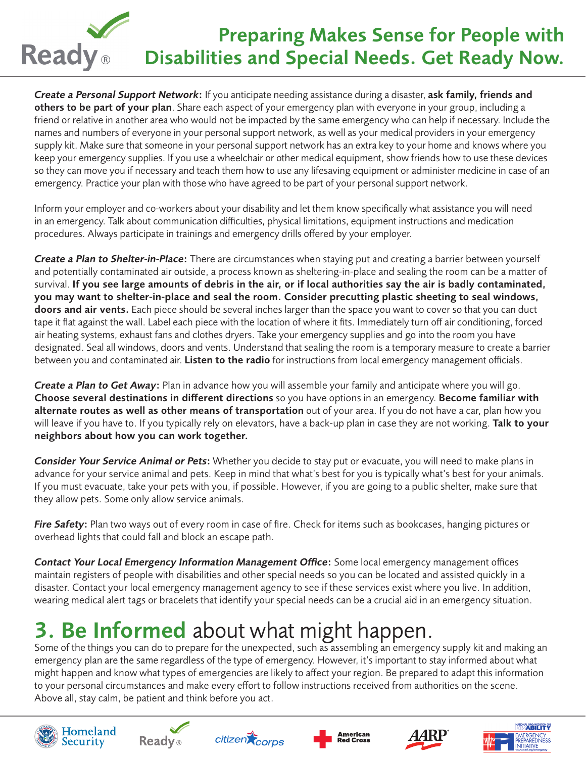# Preparing Makes Sense for People with Disabilities and Special Needs. Get Ready Now.

***Create a Personal Support Network*:** If you anticipate needing assistance during a disaster, **ask family, friends and others to be part of your plan**. Share each aspect of your emergency plan with everyone in your group, including a friend or relative in another area who would not be impacted by the same emergency who can help if necessary. Include the names and numbers of everyone in your personal support network, as well as your medical providers in your emergency supply kit. Make sure that someone in your personal support network has an extra key to your home and knows where you keep your emergency supplies. If you use a wheelchair or other medical equipment, show friends how to use these devices so they can move you if necessary and teach them how to use any lifesaving equipment or administer medicine in case of an emergency. Practice your plan with those who have agreed to be part of your personal support network.

Inform your employer and co-workers about your disability and let them know specifically what assistance you will need in an emergency. Talk about communication difficulties, physical limitations, equipment instructions and medication procedures. Always participate in trainings and emergency drills offered by your employer.

***Create a Plan to Shelter-in-Place*:** There are circumstances when staying put and creating a barrier between yourself and potentially contaminated air outside, a process known as sheltering-in-place and sealing the room can be a matter of survival. **If you see large amounts of debris in the air, or if local authorities say the air is badly contaminated, you may want to shelter-in-place and seal the room. Consider precutting plastic sheeting to seal windows, doors and air vents.** Each piece should be several inches larger than the space you want to cover so that you can duct tape it flat against the wall. Label each piece with the location of where it fits. Immediately turn off air conditioning, forced air heating systems, exhaust fans and clothes dryers. Take your emergency supplies and go into the room you have designated. Seal all windows, doors and vents. Understand that sealing the room is a temporary measure to create a barrier between you and contaminated air. **Listen to the radio** for instructions from local emergency management officials.

***Create a Plan to Get Away*:** Plan in advance how you will assemble your family and anticipate where you will go. **Choose several destinations in different directions** so you have options in an emergency. **Become familiar with alternate routes as well as other means of transportation** out of your area. If you do not have a car, plan how you will leave if you have to. If you typically rely on elevators, have a back-up plan in case they are not working. **Talk to your neighbors about how you can work together.**

***Consider Your Service Animal or Pets*:** Whether you decide to stay put or evacuate, you will need to make plans in advance for your service animal and pets. Keep in mind that what's best for you is typically what's best for your animals. If you must evacuate, take your pets with you, if possible. However, if you are going to a public shelter, make sure that they allow pets. Some only allow service animals.

***Fire Safety*:** Plan two ways out of every room in case of fire. Check for items such as bookcases, hanging pictures or overhead lights that could fall and block an escape path.

***Contact Your Local Emergency Information Management Office*:** Some local emergency management offices maintain registers of people with disabilities and other special needs so you can be located and assisted quickly in a disaster. Contact your local emergency management agency to see if these services exist where you live. In addition, wearing medical alert tags or bracelets that identify your special needs can be a crucial aid in an emergency situation.

## 3. Be Informed about what might happen.

Some of the things you can do to prepare for the unexpected, such as assembling an emergency supply kit and making an emergency plan are the same regardless of the type of emergency. However, it's important to stay informed about what might happen and know what types of emergencies are likely to affect your region. Be prepared to adapt this information to your personal circumstances and make every effort to follow instructions received from authorities on the scene. Above all, stay calm, be patient and think before you act.